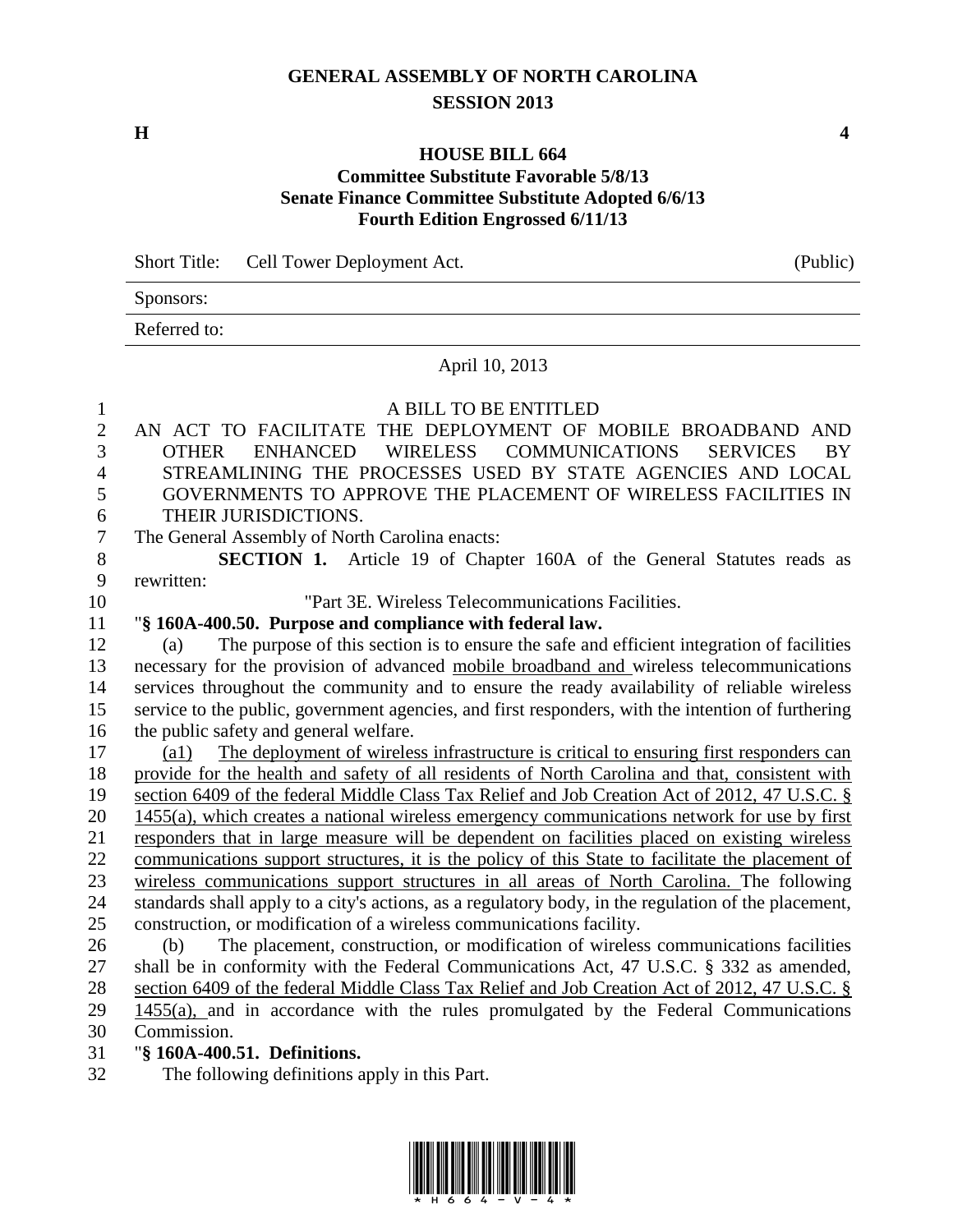# GENERAL ASSEMBLY OF NORTH CAROLINA
## SESSION 2013

**H** **4**

### HOUSE BILL 664
**Committee Substitute Favorable 5/8/13**
**Senate Finance Committee Substitute Adopted 6/6/13**
**Fourth Edition Engrossed 6/11/13**

Short Title: Cell Tower Deployment Act. (Public)

Sponsors:

Referred to:

April 10, 2013

A BILL TO BE ENTITLED

AN ACT TO FACILITATE THE DEPLOYMENT OF MOBILE BROADBAND AND OTHER ENHANCED WIRELESS COMMUNICATIONS SERVICES BY STREAMLINING THE PROCESSES USED BY STATE AGENCIES AND LOCAL GOVERNMENTS TO APPROVE THE PLACEMENT OF WIRELESS FACILITIES IN THEIR JURISDICTIONS.

The General Assembly of North Carolina enacts:

**SECTION 1.** Article 19 of Chapter 160A of the General Statutes reads as rewritten:

"Part 3E. Wireless Telecommunications Facilities.

"**§ 160A-400.50. Purpose and compliance with federal law.**

(a) The purpose of this section is to ensure the safe and efficient integration of facilities necessary for the provision of advanced mobile broadband and wireless telecommunications services throughout the community and to ensure the ready availability of reliable wireless service to the public, government agencies, and first responders, with the intention of furthering the public safety and general welfare.

(a1) The deployment of wireless infrastructure is critical to ensuring first responders can provide for the health and safety of all residents of North Carolina and that, consistent with section 6409 of the federal Middle Class Tax Relief and Job Creation Act of 2012, 47 U.S.C. § 1455(a), which creates a national wireless emergency communications network for use by first responders that in large measure will be dependent on facilities placed on existing wireless communications support structures, it is the policy of this State to facilitate the placement of wireless communications support structures in all areas of North Carolina. The following standards shall apply to a city's actions, as a regulatory body, in the regulation of the placement, construction, or modification of a wireless communications facility.

(b) The placement, construction, or modification of wireless communications facilities shall be in conformity with the Federal Communications Act, 47 U.S.C. § 332 as amended, section 6409 of the federal Middle Class Tax Relief and Job Creation Act of 2012, 47 U.S.C. § 1455(a), and in accordance with the rules promulgated by the Federal Communications Commission.

"**§ 160A-400.51. Definitions.**

The following definitions apply in this Part.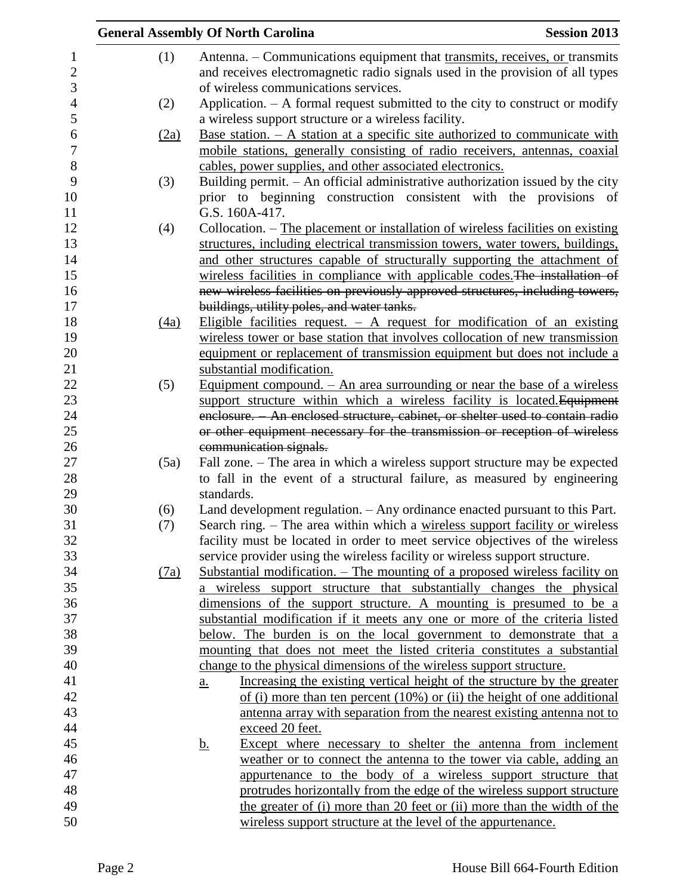(1) Antenna. – Communications equipment that transmits, receives, or transmits and receives electromagnetic radio signals used in the provision of all types of wireless communications services.

(2) Application. – A formal request submitted to the city to construct or modify a wireless support structure or a wireless facility.

(2a) Base station. – A station at a specific site authorized to communicate with mobile stations, generally consisting of radio receivers, antennas, coaxial cables, power supplies, and other associated electronics.

(3) Building permit. – An official administrative authorization issued by the city prior to beginning construction consistent with the provisions of G.S. 160A-417.

(4) Collocation. – The placement or installation of wireless facilities on existing structures, including electrical transmission towers, water towers, buildings, and other structures capable of structurally supporting the attachment of wireless facilities in compliance with applicable codes.~~The installation of new wireless facilities on previously-approved structures, including towers, buildings, utility poles, and water tanks.~~

(4a) Eligible facilities request. – A request for modification of an existing wireless tower or base station that involves collocation of new transmission equipment or replacement of transmission equipment but does not include a substantial modification.

(5) Equipment compound. – An area surrounding or near the base of a wireless support structure within which a wireless facility is located.~~Equipment enclosure. – An enclosed structure, cabinet, or shelter used to contain radio or other equipment necessary for the transmission or reception of wireless communication signals.~~

(5a) Fall zone. – The area in which a wireless support structure may be expected to fall in the event of a structural failure, as measured by engineering standards.

(6) Land development regulation. – Any ordinance enacted pursuant to this Part.

(7) Search ring. – The area within which a wireless support facility or wireless facility must be located in order to meet service objectives of the wireless service provider using the wireless facility or wireless support structure.

(7a) Substantial modification. – The mounting of a proposed wireless facility on a wireless support structure that substantially changes the physical dimensions of the support structure. A mounting is presumed to be a substantial modification if it meets any one or more of the criteria listed below. The burden is on the local government to demonstrate that a mounting that does not meet the listed criteria constitutes a substantial change to the physical dimensions of the wireless support structure.

a. Increasing the existing vertical height of the structure by the greater of (i) more than ten percent (10%) or (ii) the height of one additional antenna array with separation from the nearest existing antenna not to exceed 20 feet.

b. Except where necessary to shelter the antenna from inclement weather or to connect the antenna to the tower via cable, adding an appurtenance to the body of a wireless support structure that protrudes horizontally from the edge of the wireless support structure the greater of (i) more than 20 feet or (ii) more than the width of the wireless support structure at the level of the appurtenance.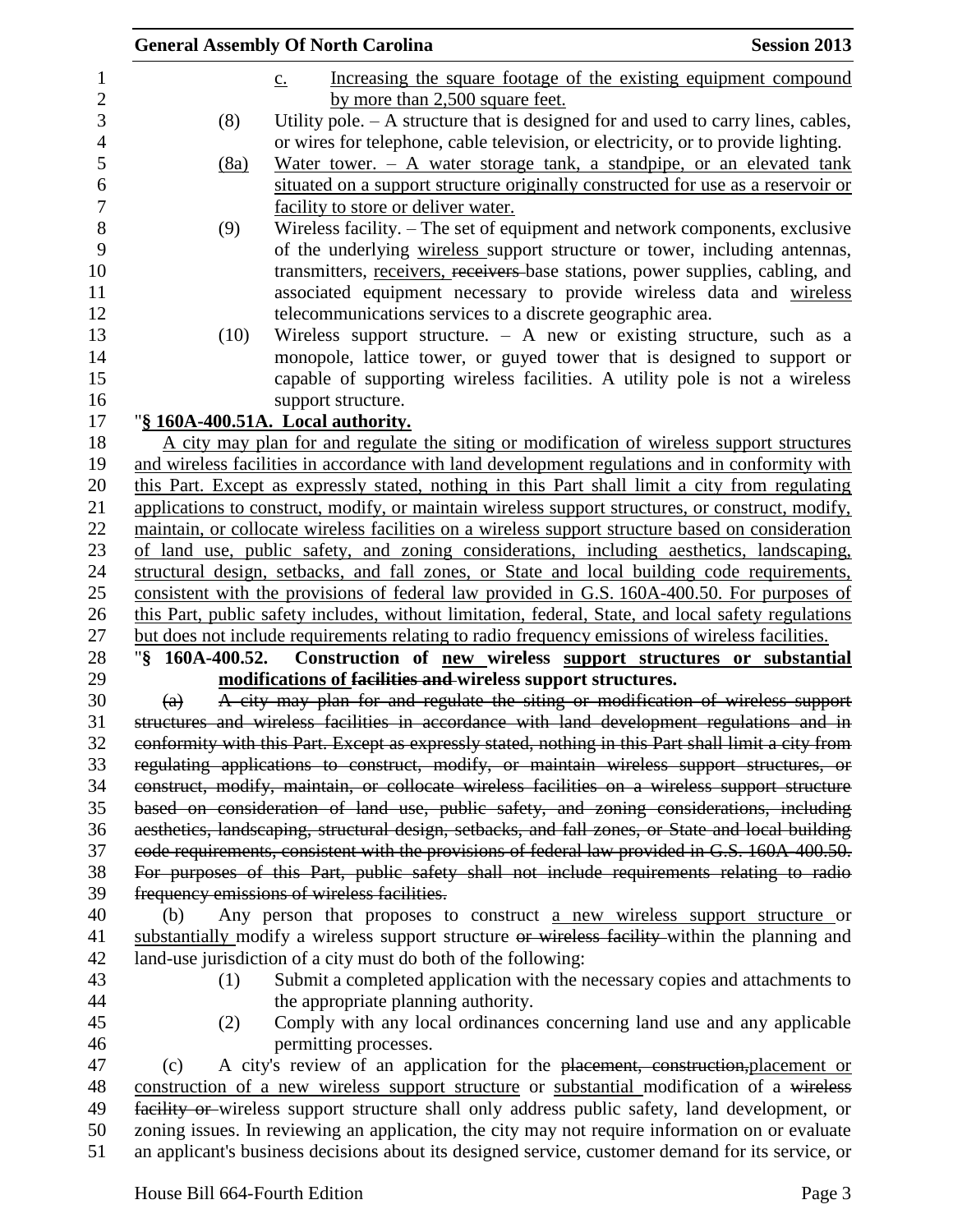c. Increasing the square footage of the existing equipment compound by more than 2,500 square feet.

(8) Utility pole. – A structure that is designed for and used to carry lines, cables, or wires for telephone, cable television, or electricity, or to provide lighting.

(8a) Water tower. – A water storage tank, a standpipe, or an elevated tank situated on a support structure originally constructed for use as a reservoir or facility to store or deliver water.

(9) Wireless facility. – The set of equipment and network components, exclusive of the underlying wireless support structure or tower, including antennas, transmitters, receivers, ~~receivers~~ base stations, power supplies, cabling, and associated equipment necessary to provide wireless data and wireless telecommunications services to a discrete geographic area.

(10) Wireless support structure. – A new or existing structure, such as a monopole, lattice tower, or guyed tower that is designed to support or capable of supporting wireless facilities. A utility pole is not a wireless support structure.

"**§ 160A-400.51A. Local authority.**

A city may plan for and regulate the siting or modification of wireless support structures and wireless facilities in accordance with land development regulations and in conformity with this Part. Except as expressly stated, nothing in this Part shall limit a city from regulating applications to construct, modify, or maintain wireless support structures, or construct, modify, maintain, or collocate wireless facilities on a wireless support structure based on consideration of land use, public safety, and zoning considerations, including aesthetics, landscaping, structural design, setbacks, and fall zones, or State and local building code requirements, consistent with the provisions of federal law provided in G.S. 160A-400.50. For purposes of this Part, public safety includes, without limitation, federal, State, and local safety regulations but does not include requirements relating to radio frequency emissions of wireless facilities.

"**§ 160A-400.52. Construction of new wireless support structures or substantial modifications of ~~facilities and~~ wireless support structures.**

~~(a) A city may plan for and regulate the siting or modification of wireless support structures and wireless facilities in accordance with land development regulations and in conformity with this Part. Except as expressly stated, nothing in this Part shall limit a city from regulating applications to construct, modify, or maintain wireless support structures, or construct, modify, maintain, or collocate wireless facilities on a wireless support structure based on consideration of land use, public safety, and zoning considerations, including aesthetics, landscaping, structural design, setbacks, and fall zones, or State and local building code requirements, consistent with the provisions of federal law provided in G.S. 160A-400.50. For purposes of this Part, public safety shall not include requirements relating to radio frequency emissions of wireless facilities.~~

(b) Any person that proposes to construct a new wireless support structure or substantially modify a wireless support structure ~~or wireless facility~~ within the planning and land-use jurisdiction of a city must do both of the following:

(1) Submit a completed application with the necessary copies and attachments to the appropriate planning authority.

(2) Comply with any local ordinances concerning land use and any applicable permitting processes.

(c) A city's review of an application for the ~~placement, construction,~~placement or construction of a new wireless support structure or substantial modification of a ~~wireless facility or~~ wireless support structure shall only address public safety, land development, or zoning issues. In reviewing an application, the city may not require information on or evaluate an applicant's business decisions about its designed service, customer demand for its service, or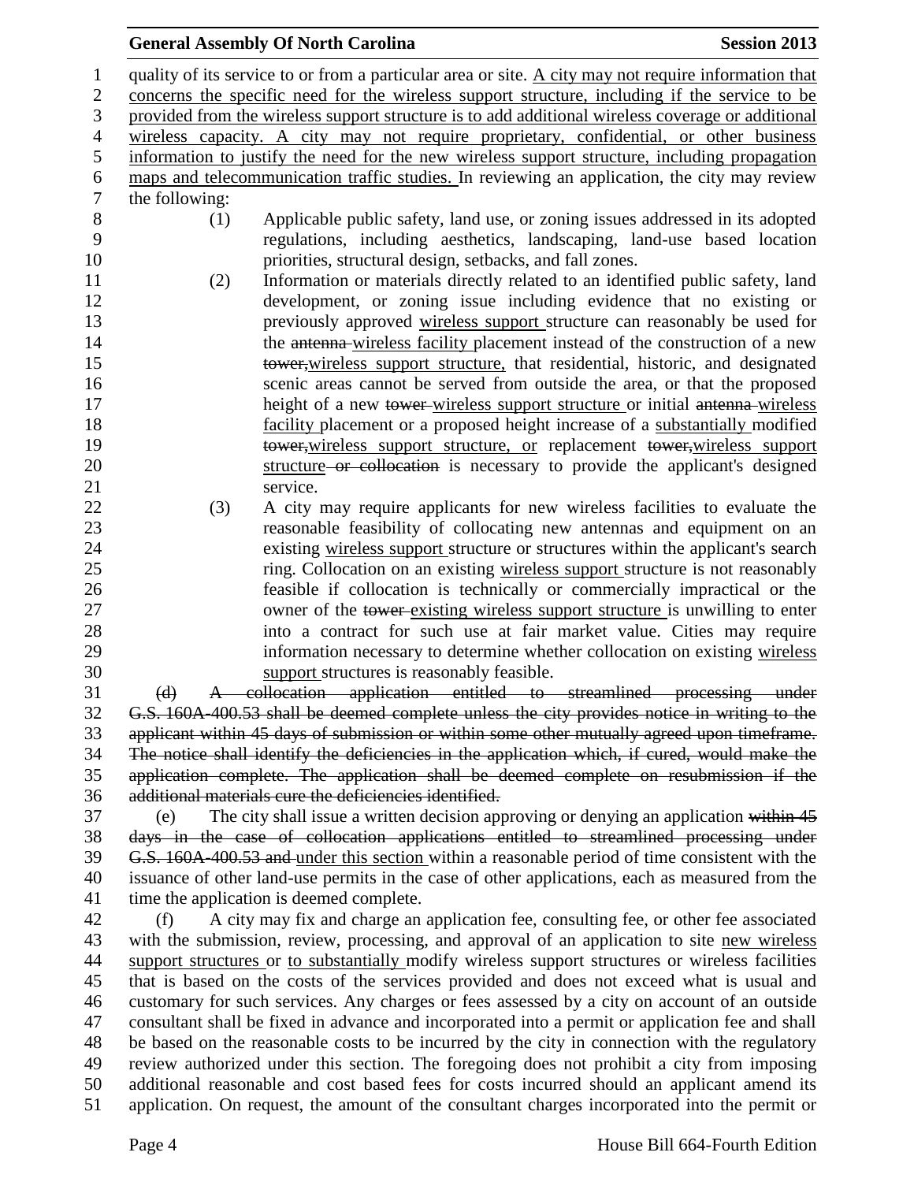quality of its service to or from a particular area or site. <u>A city may not require information that concerns the specific need for the wireless support structure, including if the service to be provided from the wireless support structure is to add additional wireless coverage or additional wireless capacity. A city may not require proprietary, confidential, or other business information to justify the need for the new wireless support structure, including propagation maps and telecommunication traffic studies.</u> In reviewing an application, the city may review the following:

(1) Applicable public safety, land use, or zoning issues addressed in its adopted regulations, including aesthetics, landscaping, land-use based location priorities, structural design, setbacks, and fall zones.

(2) Information or materials directly related to an identified public safety, land development, or zoning issue including evidence that no existing or previously approved <u>wireless support</u> structure can reasonably be used for the ~~antenna~~ <u>wireless facility</u> placement instead of the construction of a new ~~tower,~~<u>wireless support structure,</u> that residential, historic, and designated scenic areas cannot be served from outside the area, or that the proposed height of a new ~~tower~~ <u>wireless support structure</u> or initial ~~antenna~~ <u>wireless facility</u> placement or a proposed height increase of a <u>substantially</u> modified ~~tower,~~<u>wireless support structure, or</u> replacement ~~tower,~~<u>wireless support structure</u> ~~or collocation~~ is necessary to provide the applicant's designed service.

(3) A city may require applicants for new wireless facilities to evaluate the reasonable feasibility of collocating new antennas and equipment on an existing <u>wireless support</u> structure or structures within the applicant's search ring. Collocation on an existing <u>wireless support</u> structure is not reasonably feasible if collocation is technically or commercially impractical or the owner of the ~~tower~~ <u>existing wireless support structure</u> is unwilling to enter into a contract for such use at fair market value. Cities may require information necessary to determine whether collocation on existing <u>wireless support</u> structures is reasonably feasible.

~~(d) A collocation application entitled to streamlined processing under G.S. 160A-400.53 shall be deemed complete unless the city provides notice in writing to the applicant within 45 days of submission or within some other mutually agreed upon timeframe. The notice shall identify the deficiencies in the application which, if cured, would make the application complete. The application shall be deemed complete on resubmission if the additional materials cure the deficiencies identified.~~

(e) The city shall issue a written decision approving or denying an application ~~within 45 days in the case of collocation applications entitled to streamlined processing under G.S. 160A-400.53 and~~ <u>under this section</u> within a reasonable period of time consistent with the issuance of other land-use permits in the case of other applications, each as measured from the time the application is deemed complete.

(f) A city may fix and charge an application fee, consulting fee, or other fee associated with the submission, review, processing, and approval of an application to site <u>new wireless support structures</u> or <u>to substantially</u> modify wireless support structures or wireless facilities that is based on the costs of the services provided and does not exceed what is usual and customary for such services. Any charges or fees assessed by a city on account of an outside consultant shall be fixed in advance and incorporated into a permit or application fee and shall be based on the reasonable costs to be incurred by the city in connection with the regulatory review authorized under this section. The foregoing does not prohibit a city from imposing additional reasonable and cost based fees for costs incurred should an applicant amend its application. On request, the amount of the consultant charges incorporated into the permit or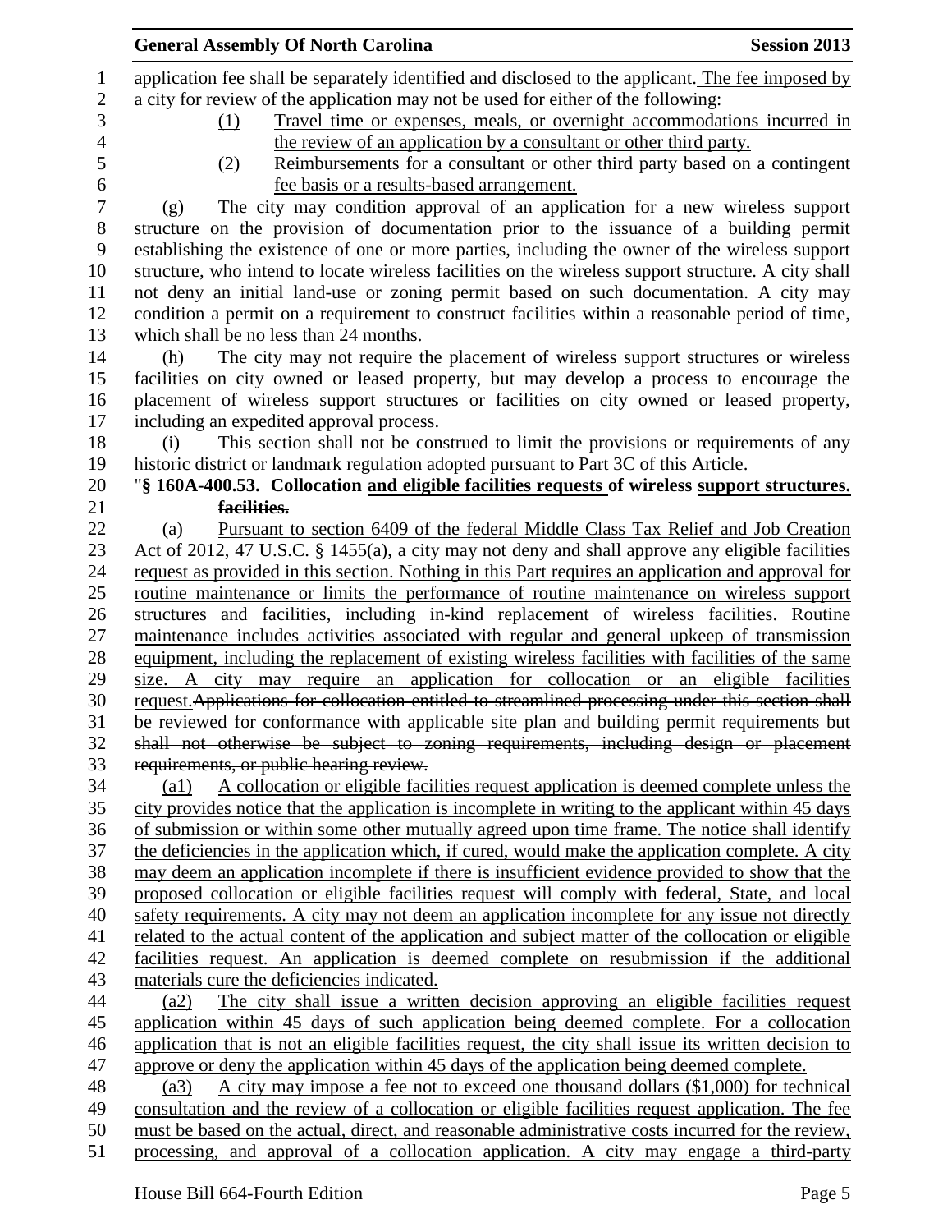application fee shall be separately identified and disclosed to the applicant. The fee imposed by a city for review of the application may not be used for either of the following:

(1) Travel time or expenses, meals, or overnight accommodations incurred in the review of an application by a consultant or other third party.

(2) Reimbursements for a consultant or other third party based on a contingent fee basis or a results-based arrangement.

(g) The city may condition approval of an application for a new wireless support structure on the provision of documentation prior to the issuance of a building permit establishing the existence of one or more parties, including the owner of the wireless support structure, who intend to locate wireless facilities on the wireless support structure. A city shall not deny an initial land-use or zoning permit based on such documentation. A city may condition a permit on a requirement to construct facilities within a reasonable period of time, which shall be no less than 24 months.

(h) The city may not require the placement of wireless support structures or wireless facilities on city owned or leased property, but may develop a process to encourage the placement of wireless support structures or facilities on city owned or leased property, including an expedited approval process.

(i) This section shall not be construed to limit the provisions or requirements of any historic district or landmark regulation adopted pursuant to Part 3C of this Article.

"**§ 160A-400.53. Collocation and eligible facilities requests of wireless support structures. ~~facilities.~~**

(a) Pursuant to section 6409 of the federal Middle Class Tax Relief and Job Creation Act of 2012, 47 U.S.C. § 1455(a), a city may not deny and shall approve any eligible facilities request as provided in this section. Nothing in this Part requires an application and approval for routine maintenance or limits the performance of routine maintenance on wireless support structures and facilities, including in-kind replacement of wireless facilities. Routine maintenance includes activities associated with regular and general upkeep of transmission equipment, including the replacement of existing wireless facilities with facilities of the same size. A city may require an application for collocation or an eligible facilities request.~~Applications for collocation entitled to streamlined processing under this section shall be reviewed for conformance with applicable site plan and building permit requirements but shall not otherwise be subject to zoning requirements, including design or placement requirements, or public hearing review.~~

(a1) A collocation or eligible facilities request application is deemed complete unless the city provides notice that the application is incomplete in writing to the applicant within 45 days of submission or within some other mutually agreed upon time frame. The notice shall identify the deficiencies in the application which, if cured, would make the application complete. A city may deem an application incomplete if there is insufficient evidence provided to show that the proposed collocation or eligible facilities request will comply with federal, State, and local safety requirements. A city may not deem an application incomplete for any issue not directly related to the actual content of the application and subject matter of the collocation or eligible facilities request. An application is deemed complete on resubmission if the additional materials cure the deficiencies indicated.

(a2) The city shall issue a written decision approving an eligible facilities request application within 45 days of such application being deemed complete. For a collocation application that is not an eligible facilities request, the city shall issue its written decision to approve or deny the application within 45 days of the application being deemed complete.

(a3) A city may impose a fee not to exceed one thousand dollars ($1,000) for technical consultation and the review of a collocation or eligible facilities request application. The fee must be based on the actual, direct, and reasonable administrative costs incurred for the review, processing, and approval of a collocation application. A city may engage a third-party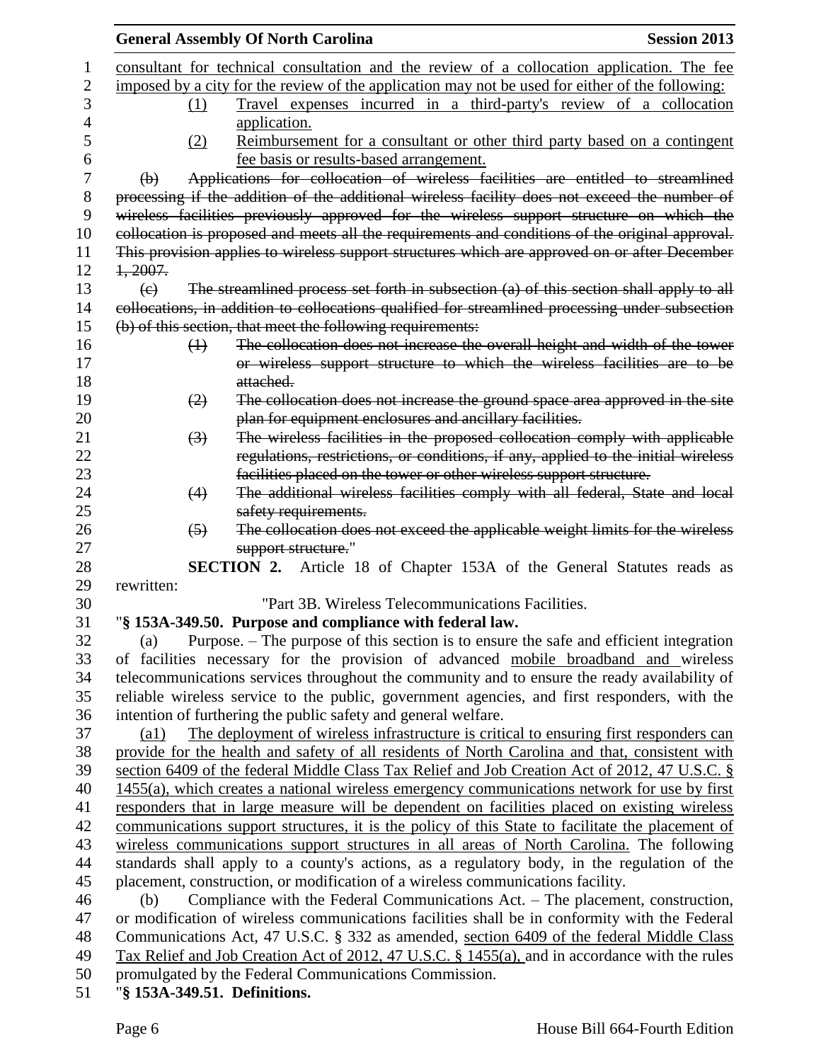consultant for technical consultation and the review of a collocation application. The fee imposed by a city for the review of the application may not be used for either of the following:

(1) Travel expenses incurred in a third-party's review of a collocation application.

(2) Reimbursement for a consultant or other third party based on a contingent fee basis or results-based arrangement.

~~(b) Applications for collocation of wireless facilities are entitled to streamlined processing if the addition of the additional wireless facility does not exceed the number of wireless facilities previously approved for the wireless support structure on which the collocation is proposed and meets all the requirements and conditions of the original approval. This provision applies to wireless support structures which are approved on or after December 1, 2007.~~

~~(c) The streamlined process set forth in subsection (a) of this section shall apply to all collocations, in addition to collocations qualified for streamlined processing under subsection (b) of this section, that meet the following requirements:~~

~~(1) The collocation does not increase the overall height and width of the tower or wireless support structure to which the wireless facilities are to be attached.~~

~~(2) The collocation does not increase the ground space area approved in the site plan for equipment enclosures and ancillary facilities.~~

~~(3) The wireless facilities in the proposed collocation comply with applicable regulations, restrictions, or conditions, if any, applied to the initial wireless facilities placed on the tower or other wireless support structure.~~

~~(4) The additional wireless facilities comply with all federal, State and local safety requirements.~~

~~(5) The collocation does not exceed the applicable weight limits for the wireless support structure.~~"

**SECTION 2.** Article 18 of Chapter 153A of the General Statutes reads as rewritten:

"Part 3B. Wireless Telecommunications Facilities.

"**§ 153A-349.50. Purpose and compliance with federal law.**

(a) Purpose. – The purpose of this section is to ensure the safe and efficient integration of facilities necessary for the provision of advanced mobile broadband and wireless telecommunications services throughout the community and to ensure the ready availability of reliable wireless service to the public, government agencies, and first responders, with the intention of furthering the public safety and general welfare.

(a1) The deployment of wireless infrastructure is critical to ensuring first responders can provide for the health and safety of all residents of North Carolina and that, consistent with section 6409 of the federal Middle Class Tax Relief and Job Creation Act of 2012, 47 U.S.C. § 1455(a), which creates a national wireless emergency communications network for use by first responders that in large measure will be dependent on facilities placed on existing wireless communications support structures, it is the policy of this State to facilitate the placement of wireless communications support structures in all areas of North Carolina. The following standards shall apply to a county's actions, as a regulatory body, in the regulation of the placement, construction, or modification of a wireless communications facility.

(b) Compliance with the Federal Communications Act. – The placement, construction, or modification of wireless communications facilities shall be in conformity with the Federal Communications Act, 47 U.S.C. § 332 as amended, section 6409 of the federal Middle Class Tax Relief and Job Creation Act of 2012, 47 U.S.C. § 1455(a), and in accordance with the rules promulgated by the Federal Communications Commission.

"**§ 153A-349.51. Definitions.**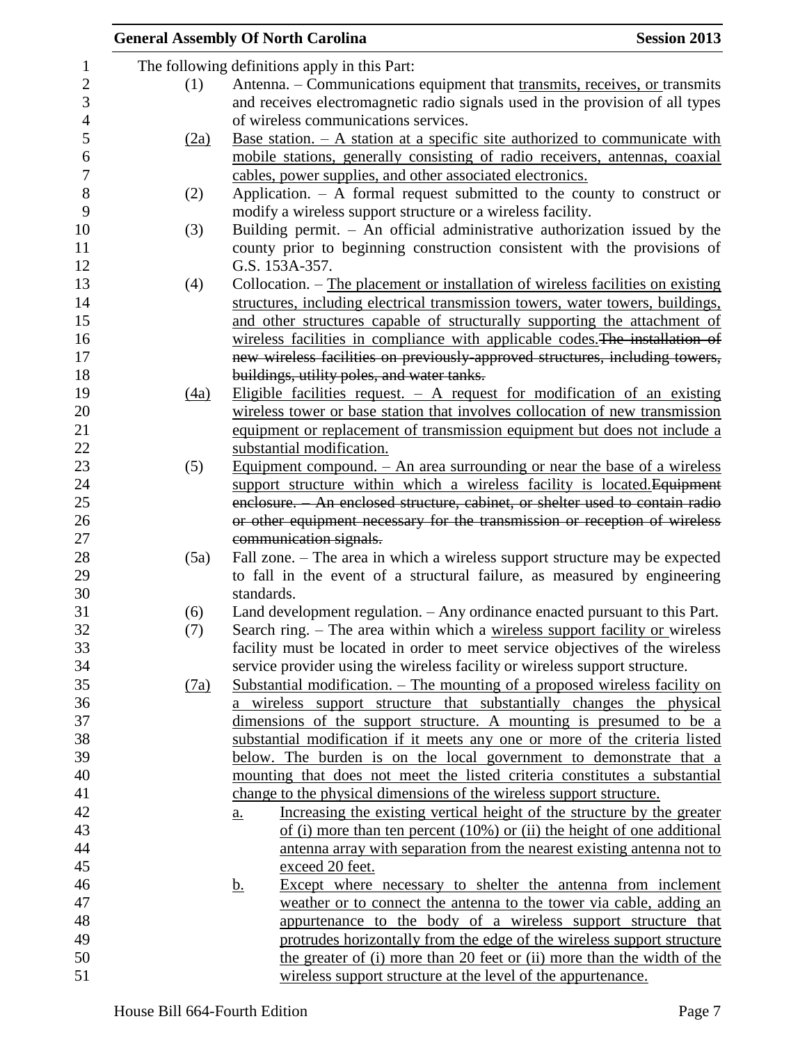The following definitions apply in this Part:

(1) Antenna. – Communications equipment that <u>transmits, receives, or</u> transmits and receives electromagnetic radio signals used in the provision of all types of wireless communications services.

<u>(2a)</u> <u>Base station. – A station at a specific site authorized to communicate with mobile stations, generally consisting of radio receivers, antennas, coaxial cables, power supplies, and other associated electronics.</u>

(2) Application. – A formal request submitted to the county to construct or modify a wireless support structure or a wireless facility.

(3) Building permit. – An official administrative authorization issued by the county prior to beginning construction consistent with the provisions of G.S. 153A-357.

(4) Collocation. – <u>The placement or installation of wireless facilities on existing structures, including electrical transmission towers, water towers, buildings, and other structures capable of structurally supporting the attachment of wireless facilities in compliance with applicable codes.</u>~~The installation of new wireless facilities on previously-approved structures, including towers, buildings, utility poles, and water tanks.~~

<u>(4a)</u> <u>Eligible facilities request. – A request for modification of an existing wireless tower or base station that involves collocation of new transmission equipment or replacement of transmission equipment but does not include a substantial modification.</u>

(5) <u>Equipment compound. – An area surrounding or near the base of a wireless support structure within which a wireless facility is located.</u>~~Equipment enclosure. – An enclosed structure, cabinet, or shelter used to contain radio or other equipment necessary for the transmission or reception of wireless communication signals.~~

(5a) Fall zone. – The area in which a wireless support structure may be expected to fall in the event of a structural failure, as measured by engineering standards.

(6) Land development regulation. – Any ordinance enacted pursuant to this Part.

(7) Search ring. – The area within which a <u>wireless support facility or</u> wireless facility must be located in order to meet service objectives of the wireless service provider using the wireless facility or wireless support structure.

<u>(7a)</u> <u>Substantial modification. – The mounting of a proposed wireless facility on a wireless support structure that substantially changes the physical dimensions of the support structure. A mounting is presumed to be a substantial modification if it meets any one or more of the criteria listed below. The burden is on the local government to demonstrate that a mounting that does not meet the listed criteria constitutes a substantial change to the physical dimensions of the wireless support structure.</u>

<u>a.</u> <u>Increasing the existing vertical height of the structure by the greater of (i) more than ten percent (10%) or (ii) the height of one additional antenna array with separation from the nearest existing antenna not to exceed 20 feet.</u>

<u>b.</u> <u>Except where necessary to shelter the antenna from inclement weather or to connect the antenna to the tower via cable, adding an appurtenance to the body of a wireless support structure that protrudes horizontally from the edge of the wireless support structure the greater of (i) more than 20 feet or (ii) more than the width of the wireless support structure at the level of the appurtenance.</u>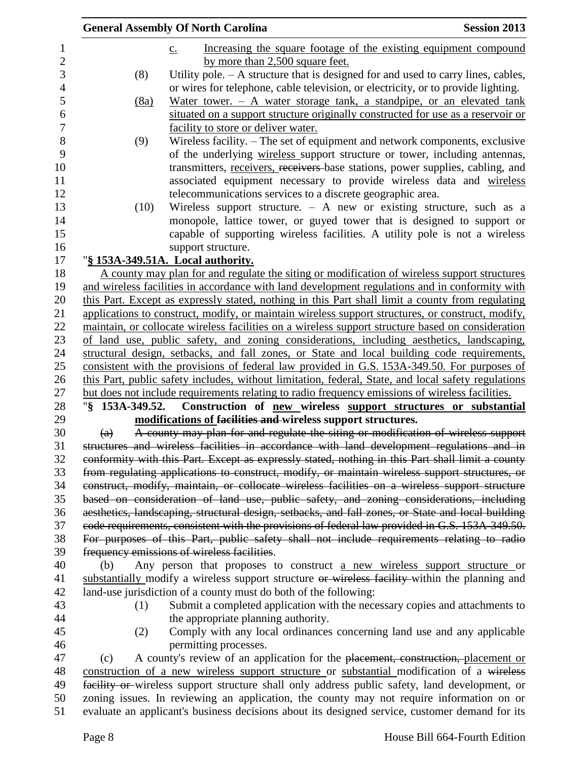c. Increasing the square footage of the existing equipment compound by more than 2,500 square feet.

(8) Utility pole. – A structure that is designed for and used to carry lines, cables, or wires for telephone, cable television, or electricity, or to provide lighting.

(8a) Water tower. – A water storage tank, a standpipe, or an elevated tank situated on a support structure originally constructed for use as a reservoir or facility to store or deliver water.

(9) Wireless facility. – The set of equipment and network components, exclusive of the underlying wireless support structure or tower, including antennas, transmitters, receivers, ~~receivers~~ base stations, power supplies, cabling, and associated equipment necessary to provide wireless data and wireless telecommunications services to a discrete geographic area.

(10) Wireless support structure. – A new or existing structure, such as a monopole, lattice tower, or guyed tower that is designed to support or capable of supporting wireless facilities. A utility pole is not a wireless support structure.

"**§ 153A-349.51A. Local authority.**

A county may plan for and regulate the siting or modification of wireless support structures and wireless facilities in accordance with land development regulations and in conformity with this Part. Except as expressly stated, nothing in this Part shall limit a county from regulating applications to construct, modify, or maintain wireless support structures, or construct, modify, maintain, or collocate wireless facilities on a wireless support structure based on consideration of land use, public safety, and zoning considerations, including aesthetics, landscaping, structural design, setbacks, and fall zones, or State and local building code requirements, consistent with the provisions of federal law provided in G.S. 153A-349.50. For purposes of this Part, public safety includes, without limitation, federal, State, and local safety regulations but does not include requirements relating to radio frequency emissions of wireless facilities.

"**§ 153A-349.52. Construction of new wireless support structures or substantial modifications of ~~facilities and~~ wireless support structures.**

~~(a) A county may plan for and regulate the siting or modification of wireless support structures and wireless facilities in accordance with land development regulations and in conformity with this Part. Except as expressly stated, nothing in this Part shall limit a county from regulating applications to construct, modify, or maintain wireless support structures, or construct, modify, maintain, or collocate wireless facilities on a wireless support structure based on consideration of land use, public safety, and zoning considerations, including aesthetics, landscaping, structural design, setbacks, and fall zones, or State and local building code requirements, consistent with the provisions of federal law provided in G.S. 153A-349.50. For purposes of this Part, public safety shall not include requirements relating to radio frequency emissions of wireless facilities~~.

(b) Any person that proposes to construct a new wireless support structure or substantially modify a wireless support structure ~~or wireless facility~~ within the planning and land-use jurisdiction of a county must do both of the following:

(1) Submit a completed application with the necessary copies and attachments to the appropriate planning authority.

(2) Comply with any local ordinances concerning land use and any applicable permitting processes.

(c) A county's review of an application for the ~~placement, construction,~~ placement or construction of a new wireless support structure or substantial modification of a ~~wireless facility or~~ wireless support structure shall only address public safety, land development, or zoning issues. In reviewing an application, the county may not require information on or evaluate an applicant's business decisions about its designed service, customer demand for its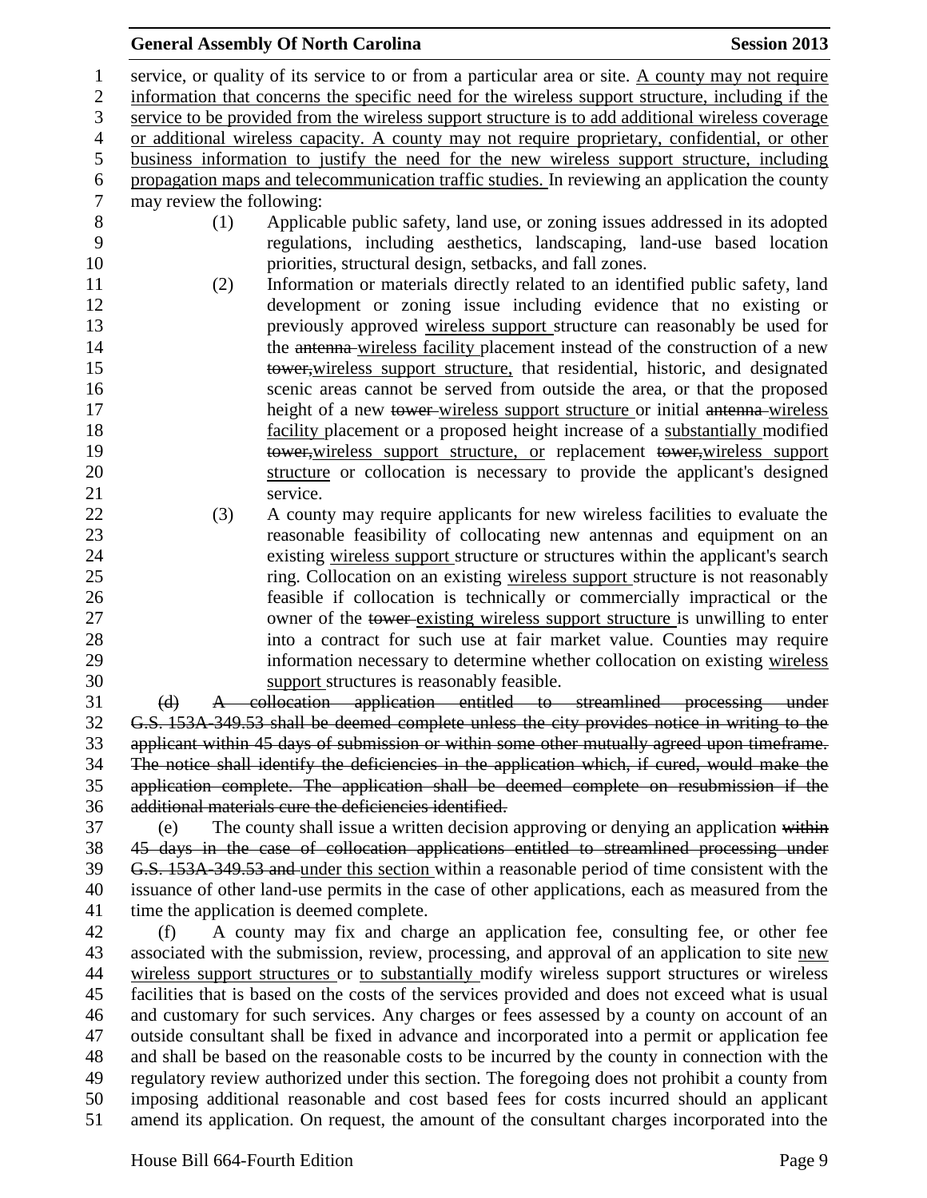service, or quality of its service to or from a particular area or site. A county may not require information that concerns the specific need for the wireless support structure, including if the service to be provided from the wireless support structure is to add additional wireless coverage or additional wireless capacity. A county may not require proprietary, confidential, or other business information to justify the need for the new wireless support structure, including propagation maps and telecommunication traffic studies. In reviewing an application the county may review the following:

(1) Applicable public safety, land use, or zoning issues addressed in its adopted regulations, including aesthetics, landscaping, land-use based location priorities, structural design, setbacks, and fall zones.

(2) Information or materials directly related to an identified public safety, land development or zoning issue including evidence that no existing or previously approved wireless support structure can reasonably be used for the ~~antenna~~ wireless facility placement instead of the construction of a new ~~tower,~~wireless support structure, that residential, historic, and designated scenic areas cannot be served from outside the area, or that the proposed height of a new ~~tower~~ wireless support structure or initial ~~antenna~~ wireless facility placement or a proposed height increase of a substantially modified ~~tower,~~wireless support structure, or replacement ~~tower,~~wireless support structure or collocation is necessary to provide the applicant's designed service.

(3) A county may require applicants for new wireless facilities to evaluate the reasonable feasibility of collocating new antennas and equipment on an existing wireless support structure or structures within the applicant's search ring. Collocation on an existing wireless support structure is not reasonably feasible if collocation is technically or commercially impractical or the owner of the ~~tower~~ existing wireless support structure is unwilling to enter into a contract for such use at fair market value. Counties may require information necessary to determine whether collocation on existing wireless support structures is reasonably feasible.

~~(d) A collocation application entitled to streamlined processing under G.S. 153A-349.53 shall be deemed complete unless the city provides notice in writing to the applicant within 45 days of submission or within some other mutually agreed upon timeframe. The notice shall identify the deficiencies in the application which, if cured, would make the application complete. The application shall be deemed complete on resubmission if the additional materials cure the deficiencies identified.~~

(e) The county shall issue a written decision approving or denying an application ~~within 45 days in the case of collocation applications entitled to streamlined processing under G.S. 153A-349.53 and~~ under this section within a reasonable period of time consistent with the issuance of other land-use permits in the case of other applications, each as measured from the time the application is deemed complete.

(f) A county may fix and charge an application fee, consulting fee, or other fee associated with the submission, review, processing, and approval of an application to site new wireless support structures or to substantially modify wireless support structures or wireless facilities that is based on the costs of the services provided and does not exceed what is usual and customary for such services. Any charges or fees assessed by a county on account of an outside consultant shall be fixed in advance and incorporated into a permit or application fee and shall be based on the reasonable costs to be incurred by the county in connection with the regulatory review authorized under this section. The foregoing does not prohibit a county from imposing additional reasonable and cost based fees for costs incurred should an applicant amend its application. On request, the amount of the consultant charges incorporated into the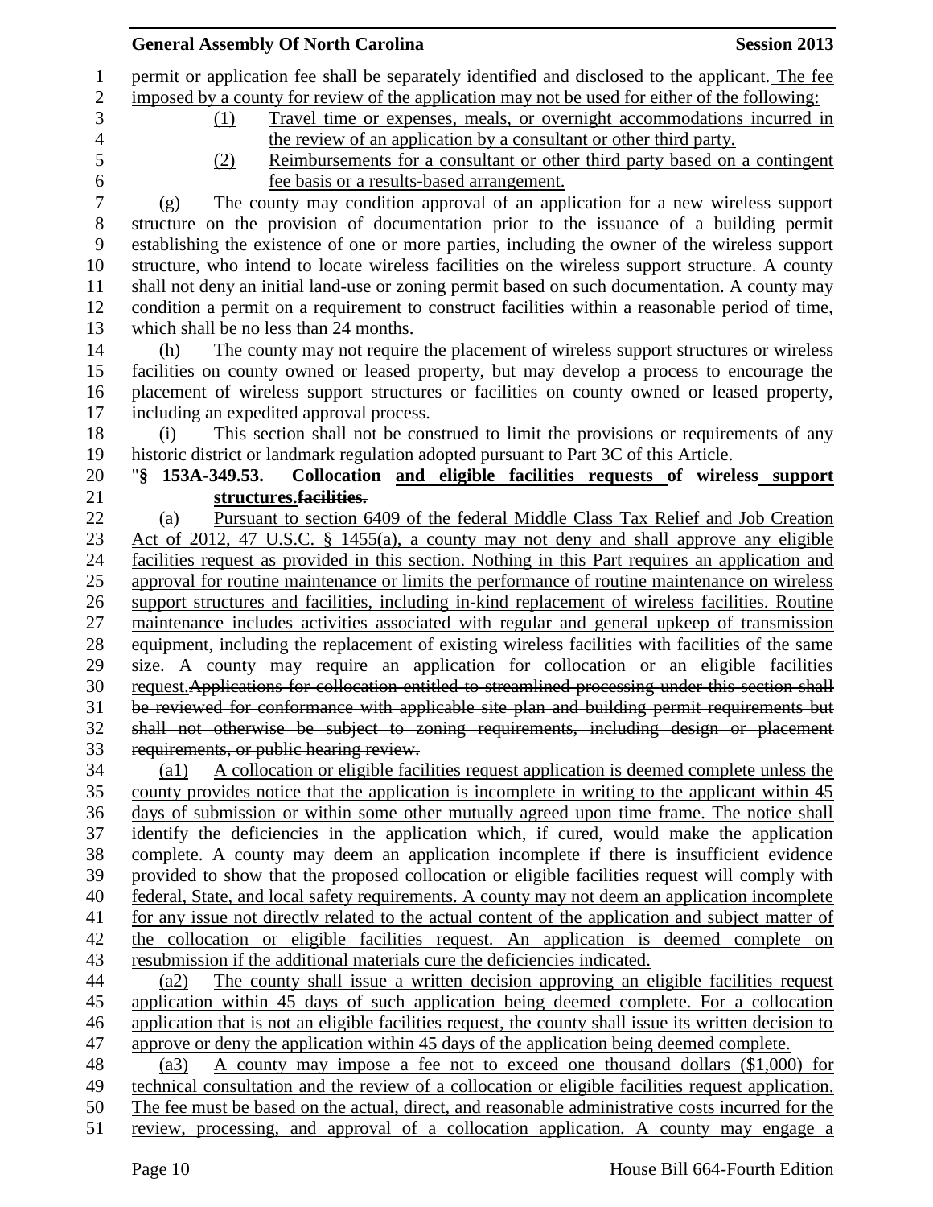permit or application fee shall be separately identified and disclosed to the applicant. The fee imposed by a county for review of the application may not be used for either of the following:

(1) Travel time or expenses, meals, or overnight accommodations incurred in the review of an application by a consultant or other third party.

(2) Reimbursements for a consultant or other third party based on a contingent fee basis or a results-based arrangement.

(g) The county may condition approval of an application for a new wireless support structure on the provision of documentation prior to the issuance of a building permit establishing the existence of one or more parties, including the owner of the wireless support structure, who intend to locate wireless facilities on the wireless support structure. A county shall not deny an initial land-use or zoning permit based on such documentation. A county may condition a permit on a requirement to construct facilities within a reasonable period of time, which shall be no less than 24 months.

(h) The county may not require the placement of wireless support structures or wireless facilities on county owned or leased property, but may develop a process to encourage the placement of wireless support structures or facilities on county owned or leased property, including an expedited approval process.

(i) This section shall not be construed to limit the provisions or requirements of any historic district or landmark regulation adopted pursuant to Part 3C of this Article.

"**§ 153A-349.53. Collocation and eligible facilities requests of wireless support structures.~~facilities.~~**

(a) Pursuant to section 6409 of the federal Middle Class Tax Relief and Job Creation Act of 2012, 47 U.S.C. § 1455(a), a county may not deny and shall approve any eligible facilities request as provided in this section. Nothing in this Part requires an application and approval for routine maintenance or limits the performance of routine maintenance on wireless support structures and facilities, including in-kind replacement of wireless facilities. Routine maintenance includes activities associated with regular and general upkeep of transmission equipment, including the replacement of existing wireless facilities with facilities of the same size. A county may require an application for collocation or an eligible facilities request.~~Applications for collocation entitled to streamlined processing under this section shall be reviewed for conformance with applicable site plan and building permit requirements but shall not otherwise be subject to zoning requirements, including design or placement requirements, or public hearing review.~~

(a1) A collocation or eligible facilities request application is deemed complete unless the county provides notice that the application is incomplete in writing to the applicant within 45 days of submission or within some other mutually agreed upon time frame. The notice shall identify the deficiencies in the application which, if cured, would make the application complete. A county may deem an application incomplete if there is insufficient evidence provided to show that the proposed collocation or eligible facilities request will comply with federal, State, and local safety requirements. A county may not deem an application incomplete for any issue not directly related to the actual content of the application and subject matter of the collocation or eligible facilities request. An application is deemed complete on resubmission if the additional materials cure the deficiencies indicated.

(a2) The county shall issue a written decision approving an eligible facilities request application within 45 days of such application being deemed complete. For a collocation application that is not an eligible facilities request, the county shall issue its written decision to approve or deny the application within 45 days of the application being deemed complete.

(a3) A county may impose a fee not to exceed one thousand dollars ($1,000) for technical consultation and the review of a collocation or eligible facilities request application. The fee must be based on the actual, direct, and reasonable administrative costs incurred for the review, processing, and approval of a collocation application. A county may engage a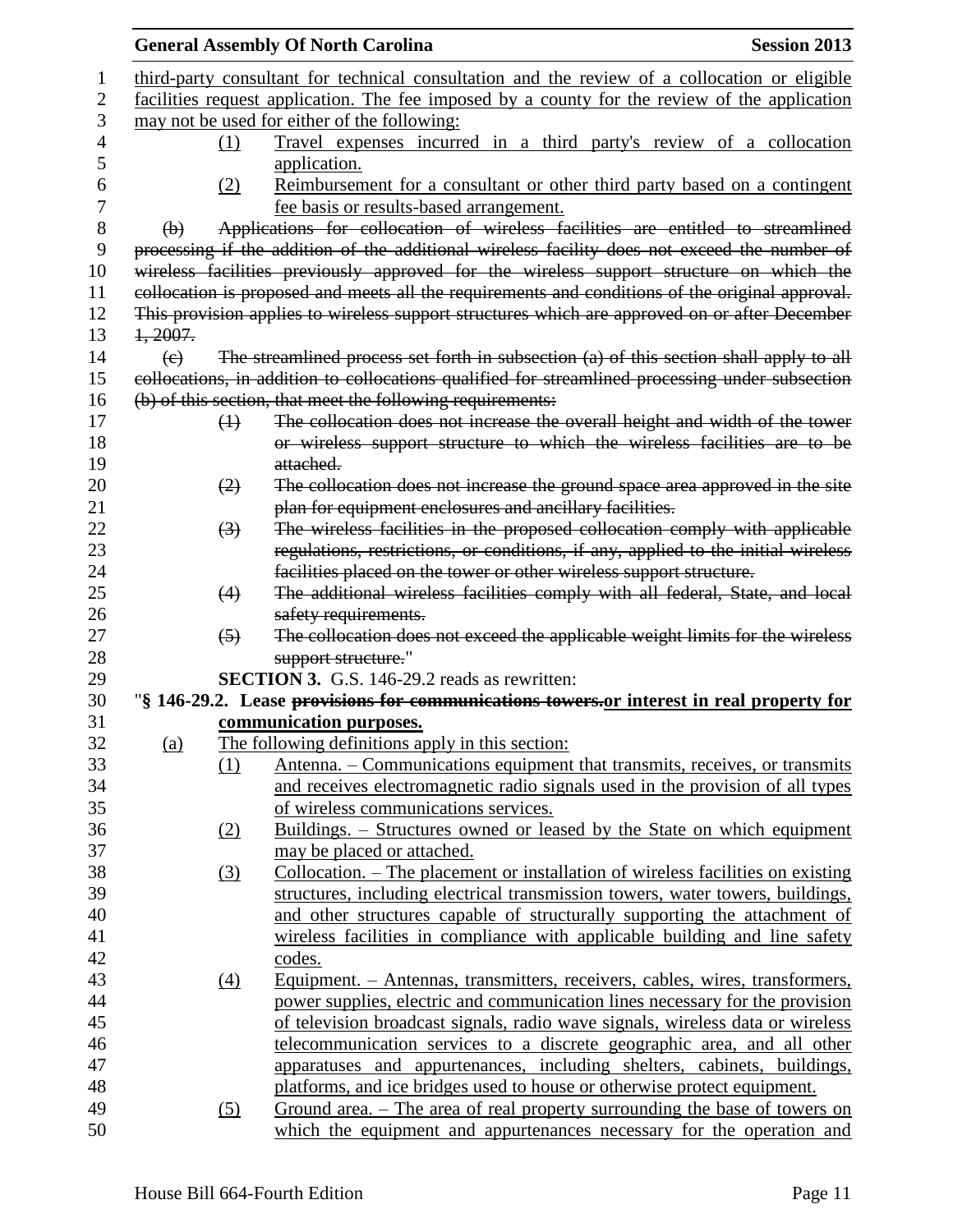third-party consultant for technical consultation and the review of a collocation or eligible facilities request application. The fee imposed by a county for the review of the application may not be used for either of the following:

(1) Travel expenses incurred in a third party's review of a collocation application.

(2) Reimbursement for a consultant or other third party based on a contingent fee basis or results-based arrangement.

~~(b) Applications for collocation of wireless facilities are entitled to streamlined processing if the addition of the additional wireless facility does not exceed the number of wireless facilities previously approved for the wireless support structure on which the collocation is proposed and meets all the requirements and conditions of the original approval. This provision applies to wireless support structures which are approved on or after December 1, 2007.~~

~~(c) The streamlined process set forth in subsection (a) of this section shall apply to all collocations, in addition to collocations qualified for streamlined processing under subsection (b) of this section, that meet the following requirements:~~

~~(1) The collocation does not increase the overall height and width of the tower or wireless support structure to which the wireless facilities are to be attached.~~

~~(2) The collocation does not increase the ground space area approved in the site plan for equipment enclosures and ancillary facilities.~~

~~(3) The wireless facilities in the proposed collocation comply with applicable regulations, restrictions, or conditions, if any, applied to the initial wireless facilities placed on the tower or other wireless support structure.~~

~~(4) The additional wireless facilities comply with all federal, State, and local safety requirements.~~

~~(5) The collocation does not exceed the applicable weight limits for the wireless support structure.~~"

**SECTION 3.** G.S. 146-29.2 reads as rewritten:

"**§ 146-29.2. Lease ~~provisions for communications towers.~~or interest in real property for communication purposes.**

(a) The following definitions apply in this section:

(1) Antenna. – Communications equipment that transmits, receives, or transmits and receives electromagnetic radio signals used in the provision of all types of wireless communications services.

(2) Buildings. – Structures owned or leased by the State on which equipment may be placed or attached.

(3) Collocation. – The placement or installation of wireless facilities on existing structures, including electrical transmission towers, water towers, buildings, and other structures capable of structurally supporting the attachment of wireless facilities in compliance with applicable building and line safety codes.

(4) Equipment. – Antennas, transmitters, receivers, cables, wires, transformers, power supplies, electric and communication lines necessary for the provision of television broadcast signals, radio wave signals, wireless data or wireless telecommunication services to a discrete geographic area, and all other apparatuses and appurtenances, including shelters, cabinets, buildings, platforms, and ice bridges used to house or otherwise protect equipment.

(5) Ground area. – The area of real property surrounding the base of towers on which the equipment and appurtenances necessary for the operation and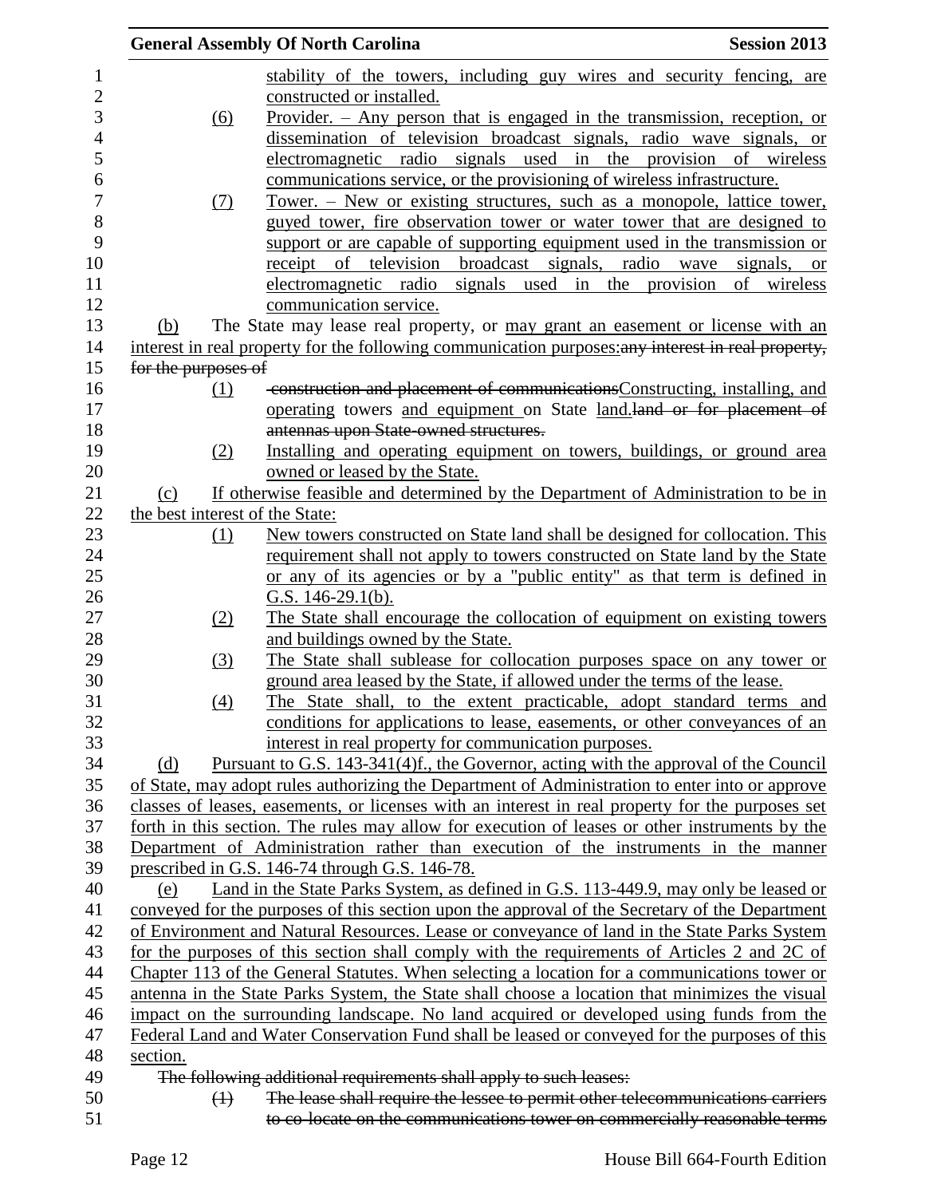stability of the towers, including guy wires and security fencing, are constructed or installed.

(6) Provider. – Any person that is engaged in the transmission, reception, or dissemination of television broadcast signals, radio wave signals, or electromagnetic radio signals used in the provision of wireless communications service, or the provisioning of wireless infrastructure.

(7) Tower. – New or existing structures, such as a monopole, lattice tower, guyed tower, fire observation tower or water tower that are designed to support or are capable of supporting equipment used in the transmission or receipt of television broadcast signals, radio wave signals, or electromagnetic radio signals used in the provision of wireless communication service.

(b) The State may lease real property, or may grant an easement or license with an interest in real property for the following communication purposes:~~any interest in real property, for the purposes of~~

(1) ~~construction and placement of communications~~Constructing, installing, and operating towers and equipment on State land.~~land or for placement of antennas upon State-owned structures.~~

(2) Installing and operating equipment on towers, buildings, or ground area owned or leased by the State.

(c) If otherwise feasible and determined by the Department of Administration to be in the best interest of the State:

(1) New towers constructed on State land shall be designed for collocation. This requirement shall not apply to towers constructed on State land by the State or any of its agencies or by a "public entity" as that term is defined in G.S. 146-29.1(b).

(2) The State shall encourage the collocation of equipment on existing towers and buildings owned by the State.

(3) The State shall sublease for collocation purposes space on any tower or ground area leased by the State, if allowed under the terms of the lease.

(4) The State shall, to the extent practicable, adopt standard terms and conditions for applications to lease, easements, or other conveyances of an interest in real property for communication purposes.

(d) Pursuant to G.S. 143-341(4)f., the Governor, acting with the approval of the Council of State, may adopt rules authorizing the Department of Administration to enter into or approve classes of leases, easements, or licenses with an interest in real property for the purposes set forth in this section. The rules may allow for execution of leases or other instruments by the Department of Administration rather than execution of the instruments in the manner prescribed in G.S. 146-74 through G.S. 146-78.

(e) Land in the State Parks System, as defined in G.S. 113-449.9, may only be leased or conveyed for the purposes of this section upon the approval of the Secretary of the Department of Environment and Natural Resources. Lease or conveyance of land in the State Parks System for the purposes of this section shall comply with the requirements of Articles 2 and 2C of Chapter 113 of the General Statutes. When selecting a location for a communications tower or antenna in the State Parks System, the State shall choose a location that minimizes the visual impact on the surrounding landscape. No land acquired or developed using funds from the Federal Land and Water Conservation Fund shall be leased or conveyed for the purposes of this section.

~~The following additional requirements shall apply to such leases:~~

~~(1) The lease shall require the lessee to permit other telecommunications carriers to co-locate on the communications tower on commercially reasonable terms~~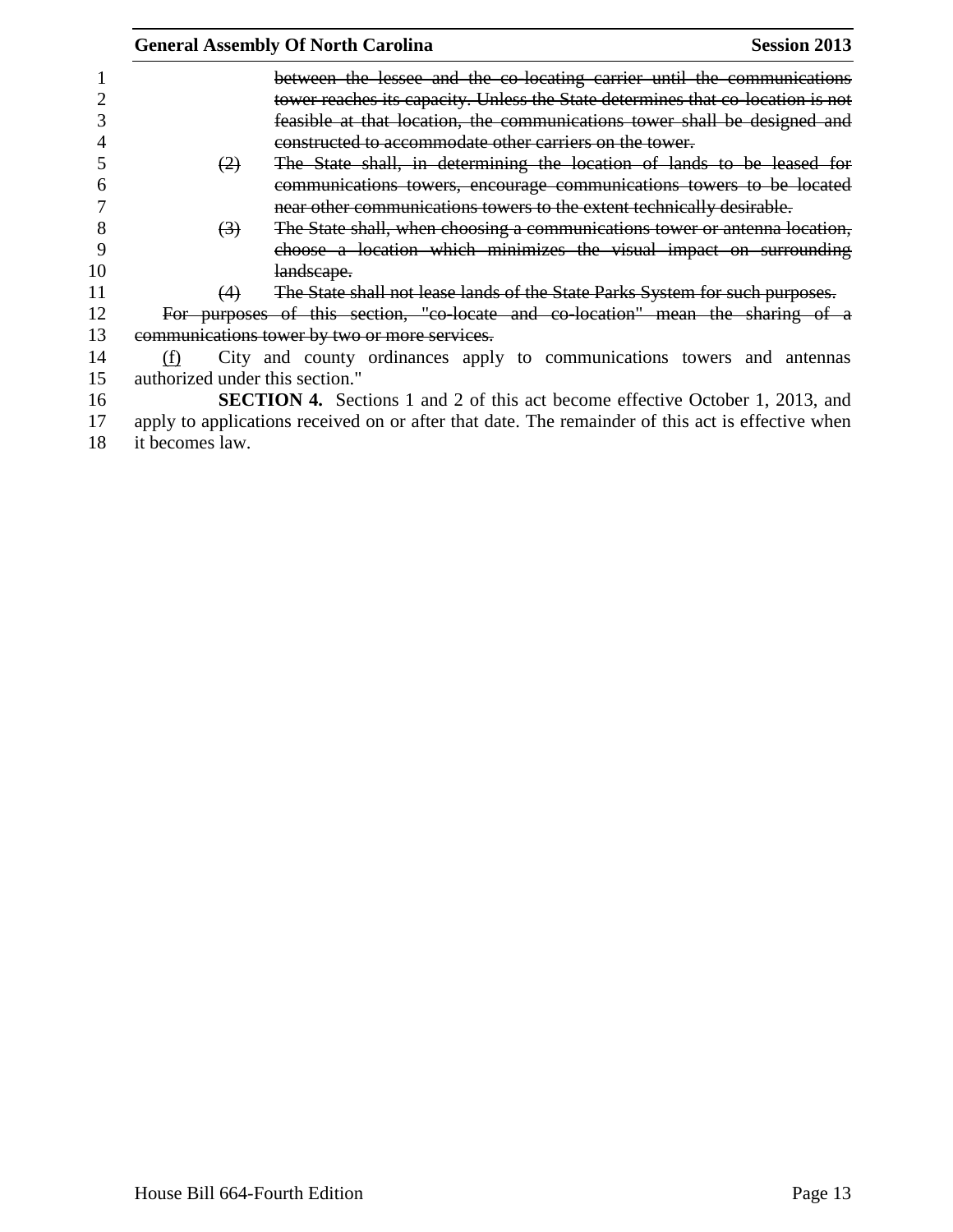~~between the lessee and the co-locating carrier until the communications tower reaches its capacity. Unless the State determines that co-location is not feasible at that location, the communications tower shall be designed and constructed to accommodate other carriers on the tower.~~

~~(2) The State shall, in determining the location of lands to be leased for communications towers, encourage communications towers to be located near other communications towers to the extent technically desirable.~~

~~(3) The State shall, when choosing a communications tower or antenna location, choose a location which minimizes the visual impact on surrounding landscape.~~

~~(4) The State shall not lease lands of the State Parks System for such purposes.~~

~~For purposes of this section, "co-locate and co-location" mean the sharing of a communications tower by two or more services.~~

<u>(f)</u> City and county ordinances apply to communications towers and antennas authorized under this section."

**SECTION 4.** Sections 1 and 2 of this act become effective October 1, 2013, and apply to applications received on or after that date. The remainder of this act is effective when it becomes law.